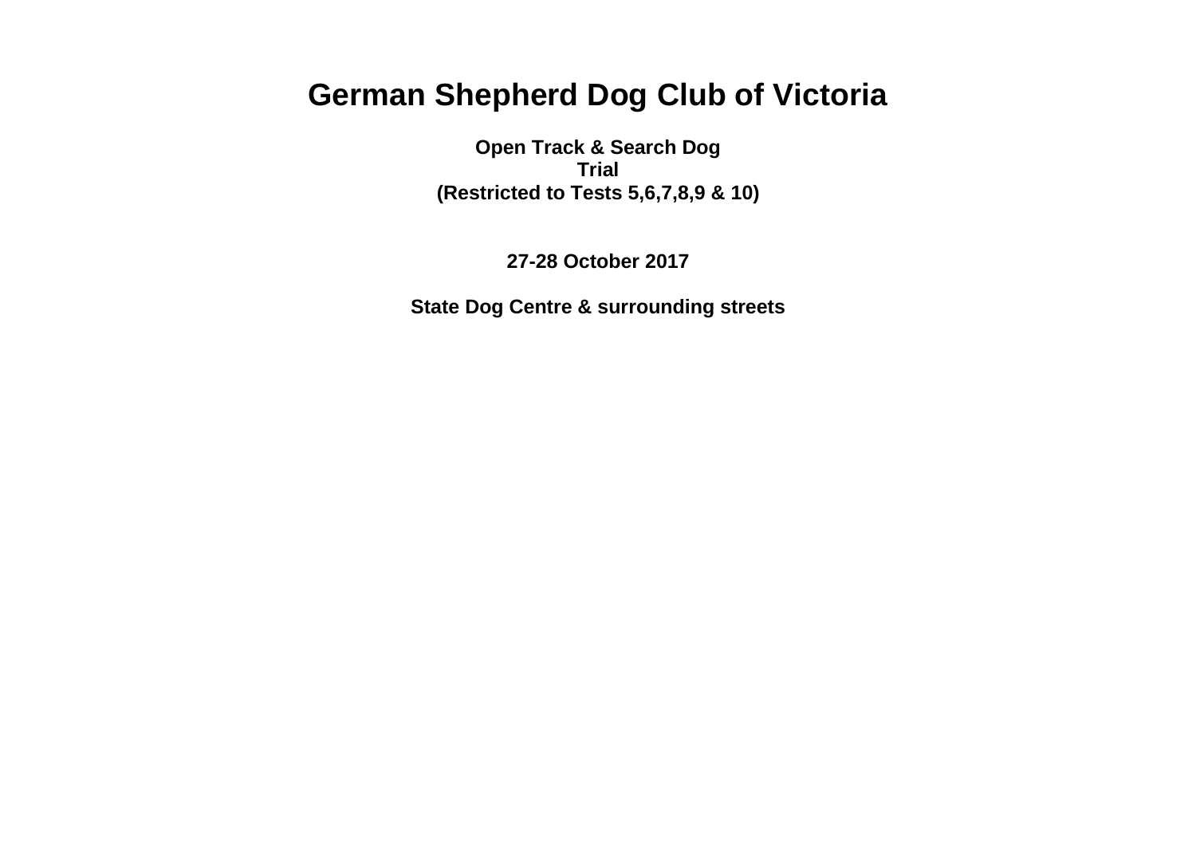# German Shepherd Dog Club of Victoria

**Open Track & Search Dog Trial**
**(Restricted to Tests 5,6,7,8,9 & 10)**

**27-28 October 2017**

**State Dog Centre & surrounding streets**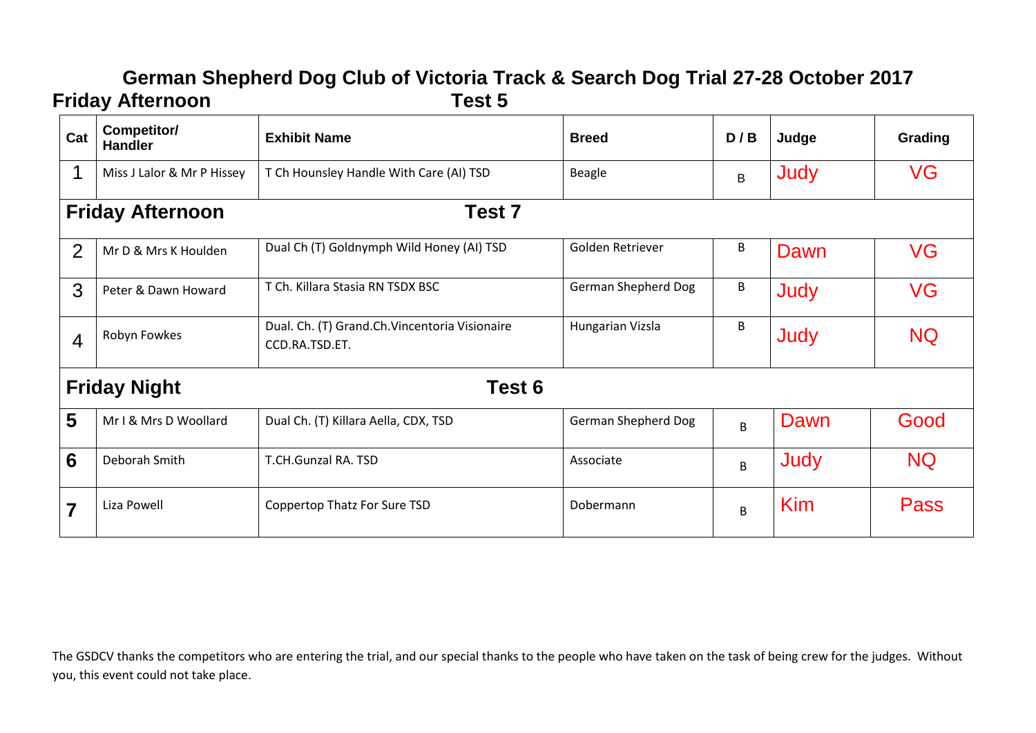# German Shepherd Dog Club of Victoria Track & Search Dog Trial 27-28 October 2017

| Cat | Competitor/ Handler | Exhibit Name | Breed | D / B | Judge | Grading |
|---|---|---|---|---|---|---|
| **Friday Afternoon** | | **Test 5** | | | | |
| 1 | Miss J Lalor & Mr P Hissey | T Ch Hounsley Handle With Care (AI) TSD | Beagle | B | Judy | VG |
| **Friday Afternoon** | | **Test 7** | | | | |
| 2 | Mr D & Mrs K Houlden | Dual Ch (T) Goldnymph Wild Honey (AI) TSD | Golden Retriever | B | Dawn | VG |
| 3 | Peter & Dawn Howard | T Ch. Killara Stasia RN TSDX BSC | German Shepherd Dog | B | Judy | VG |
| 4 | Robyn Fowkes | Dual. Ch. (T) Grand.Ch.Vincentoria Visionaire CCD.RA.TSD.ET. | Hungarian Vizsla | B | Judy | NQ |
| **Friday Night** | | **Test 6** | | | | |
| 5 | Mr I & Mrs D Woollard | Dual Ch. (T) Killara Aella, CDX, TSD | German Shepherd Dog | B | Dawn | Good |
| 6 | Deborah Smith | T.CH.Gunzal RA. TSD | Associate | B | Judy | NQ |
| 7 | Liza Powell | Coppertop Thatz For Sure TSD | Dobermann | B | Kim | Pass |

The GSDCV thanks the competitors who are entering the trial, and our special thanks to the people who have taken on the task of being crew for the judges. Without you, this event could not take place.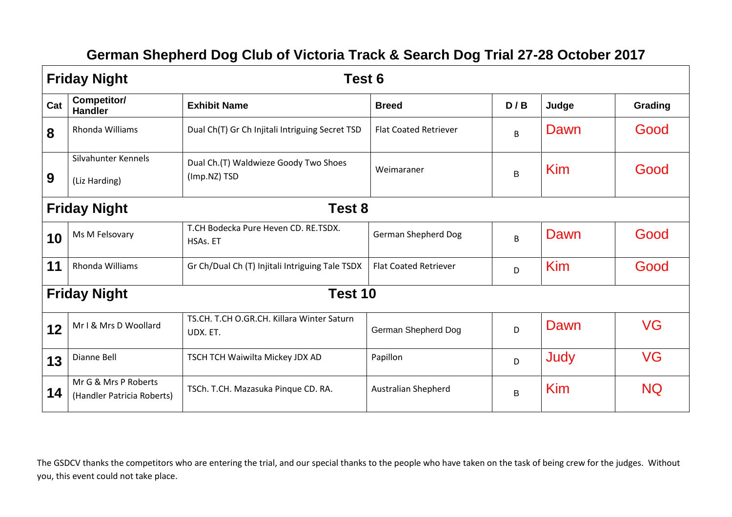# German Shepherd Dog Club of Victoria Track & Search Dog Trial 27-28 October 2017

| Cat | Competitor/ Handler | Exhibit Name | Breed | D / B | Judge | Grading |
|---|---|---|---|---|---|---|
| **Friday Night** | | **Test 6** | | | | |
| 8 | Rhonda Williams | Dual Ch(T) Gr Ch Injitali Intriguing Secret TSD | Flat Coated Retriever | B | Dawn | Good |
| 9 | Silvahunter Kennels (Liz Harding) | Dual Ch.(T) Waldwieze Goody Two Shoes (Imp.NZ) TSD | Weimaraner | B | Kim | Good |
| **Friday Night** | | **Test 8** | | | | |
| 10 | Ms M Felsovary | T.CH Bodecka Pure Heven CD. RE.TSDX. HSAs. ET | German Shepherd Dog | B | Dawn | Good |
| 11 | Rhonda Williams | Gr Ch/Dual Ch (T) Injitali Intriguing Tale TSDX | Flat Coated Retriever | D | Kim | Good |
| **Friday Night** | | **Test 10** | | | | |
| 12 | Mr I & Mrs D Woollard | TS.CH. T.CH O.GR.CH. Killara Winter Saturn UDX. ET. | German Shepherd Dog | D | Dawn | VG |
| 13 | Dianne Bell | TSCH TCH Waiwilta Mickey JDX AD | Papillon | D | Judy | VG |
| 14 | Mr G & Mrs P Roberts (Handler Patricia Roberts) | TSCh. T.CH. Mazasuka Pinque CD. RA. | Australian Shepherd | B | Kim | NQ |

The GSDCV thanks the competitors who are entering the trial, and our special thanks to the people who have taken on the task of being crew for the judges. Without you, this event could not take place.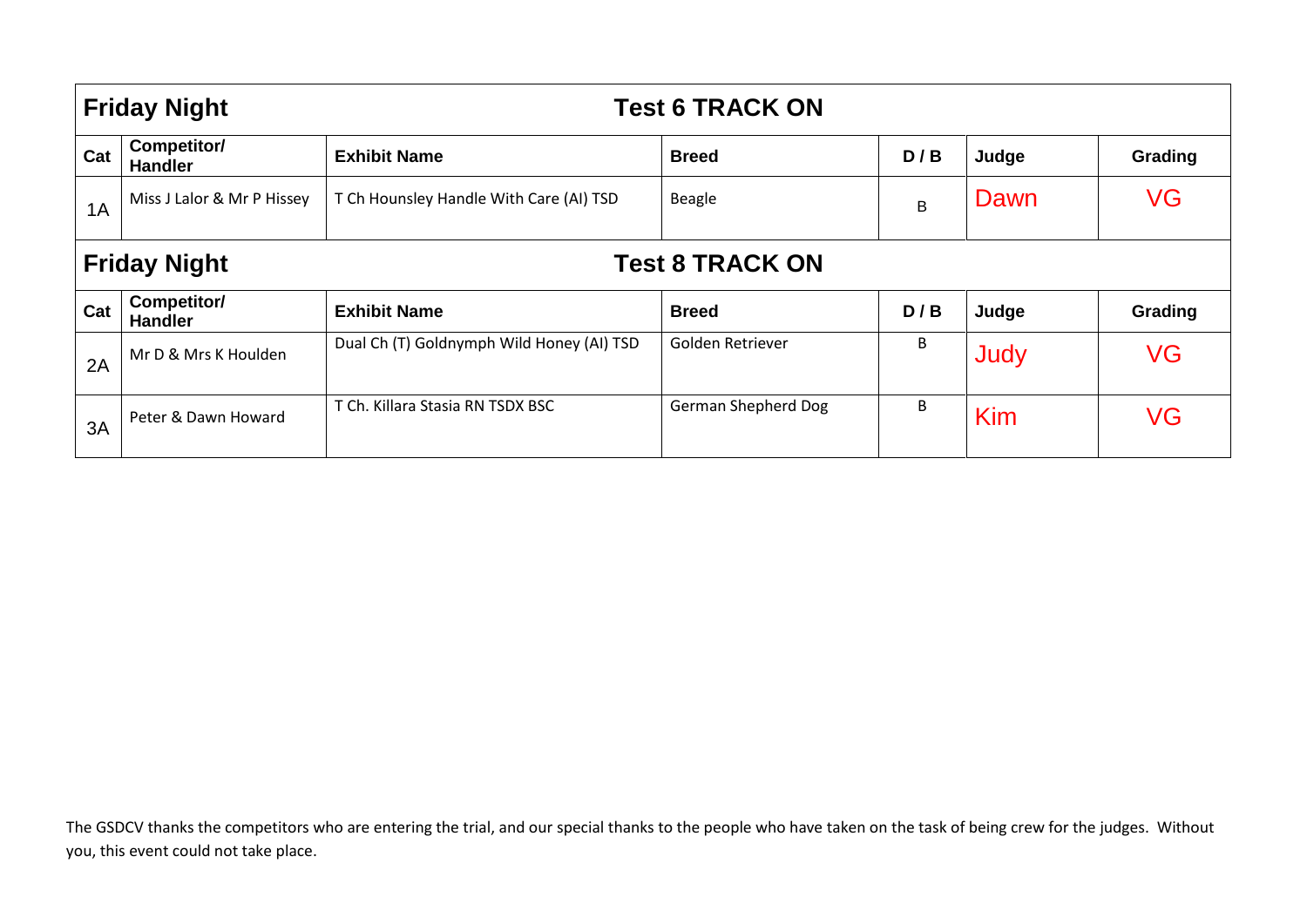| Friday Night | | Test 6 TRACK ON | | | | |
|---|---|---|---|---|---|---|
| **Cat** | **Competitor/ Handler** | **Exhibit Name** | **Breed** | **D / B** | **Judge** | **Grading** |
| 1A | Miss J Lalor & Mr P Hissey | T Ch Hounsley Handle With Care (AI) TSD | Beagle | B | Dawn | VG |

| Friday Night | | Test 8 TRACK ON | | | | |
|---|---|---|---|---|---|---|
| **Cat** | **Competitor/ Handler** | **Exhibit Name** | **Breed** | **D / B** | **Judge** | **Grading** |
| 2A | Mr D & Mrs K Houlden | Dual Ch (T) Goldnymph Wild Honey (AI) TSD | Golden Retriever | B | Judy | VG |
| 3A | Peter & Dawn Howard | T Ch. Killara Stasia RN TSDX BSC | German Shepherd Dog | B | Kim | VG |

The GSDCV thanks the competitors who are entering the trial, and our special thanks to the people who have taken on the task of being crew for the judges. Without you, this event could not take place.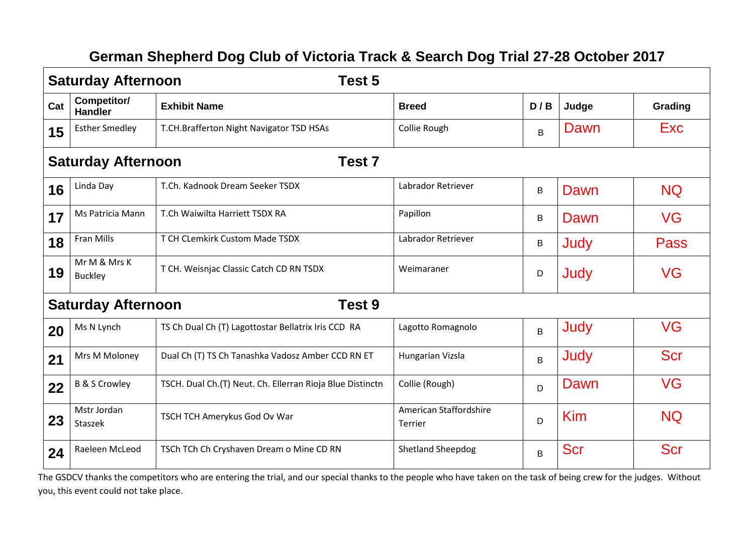# German Shepherd Dog Club of Victoria Track & Search Dog Trial 27-28 October 2017

| Cat | Competitor/ Handler | Exhibit Name | Breed | D / B | Judge | Grading |
|---|---|---|---|---|---|---|
| **Saturday Afternoon** | | **Test 5** | | | | |
| 15 | Esther Smedley | T.CH.Brafferton Night Navigator TSD HSAs | Collie Rough | B | Dawn | Exc |
| **Saturday Afternoon** | | **Test 7** | | | | |
| 16 | Linda Day | T.Ch. Kadnook Dream Seeker TSDX | Labrador Retriever | B | Dawn | NQ |
| 17 | Ms Patricia Mann | T.Ch Waiwilta Harriett TSDX RA | Papillon | B | Dawn | VG |
| 18 | Fran Mills | T CH CLemkirk Custom Made TSDX | Labrador Retriever | B | Judy | Pass |
| 19 | Mr M & Mrs K Buckley | T CH. Weisnjac Classic Catch CD RN TSDX | Weimaraner | D | Judy | VG |
| **Saturday Afternoon** | | **Test 9** | | | | |
| 20 | Ms N Lynch | TS Ch Dual Ch (T) Lagottostar Bellatrix Iris CCD RA | Lagotto Romagnolo | B | Judy | VG |
| 21 | Mrs M Moloney | Dual Ch (T) TS Ch Tanashka Vadosz Amber CCD RN ET | Hungarian Vizsla | B | Judy | Scr |
| 22 | B & S Crowley | TSCH. Dual Ch.(T) Neut. Ch. Ellerran Rioja Blue Distinctn | Collie (Rough) | D | Dawn | VG |
| 23 | Mstr Jordan Staszek | TSCH TCH Amerykus God Ov War | American Staffordshire Terrier | D | Kim | NQ |
| 24 | Raeleen McLeod | TSCh TCh Ch Cryshaven Dream o Mine CD RN | Shetland Sheepdog | B | Scr | Scr |

The GSDCV thanks the competitors who are entering the trial, and our special thanks to the people who have taken on the task of being crew for the judges. Without you, this event could not take place.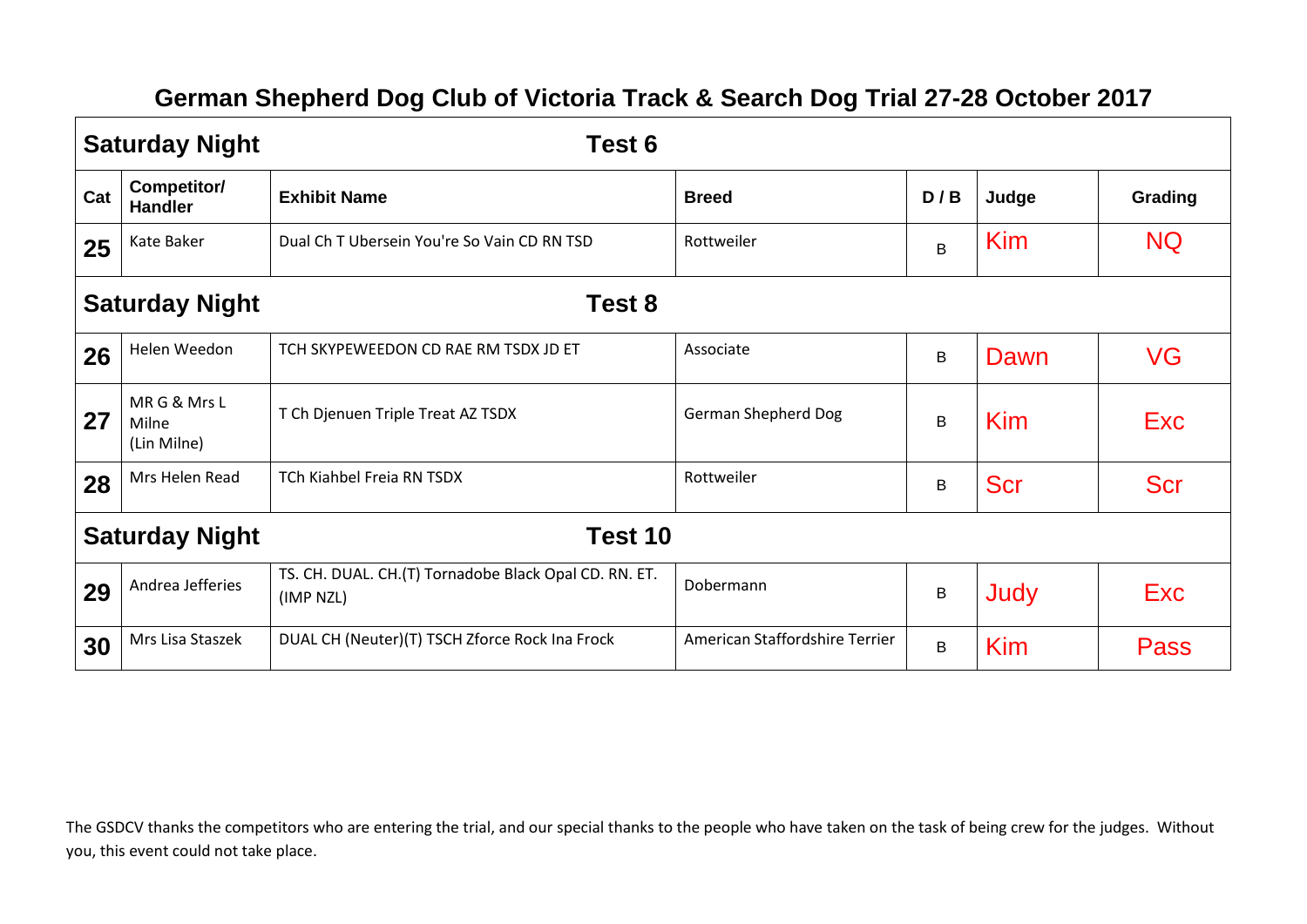## German Shepherd Dog Club of Victoria Track & Search Dog Trial 27-28 October 2017

| Cat | Competitor/ Handler | Exhibit Name | Breed | D / B | Judge | Grading |
|---|---|---|---|---|---|---|
| **Saturday Night** | | **Test 6** | | | | |
| 25 | Kate Baker | Dual Ch T Ubersein You're So Vain CD RN TSD | Rottweiler | B | Kim | NQ |
| **Saturday Night** | | **Test 8** | | | | |
| 26 | Helen Weedon | TCH SKYPEWEEDON CD RAE RM TSDX JD ET | Associate | B | Dawn | VG |
| 27 | MR G & Mrs L Milne (Lin Milne) | T Ch Djenuen Triple Treat AZ TSDX | German Shepherd Dog | B | Kim | Exc |
| 28 | Mrs Helen Read | TCh Kiahbel Freia RN TSDX | Rottweiler | B | Scr | Scr |
| **Saturday Night** | | **Test 10** | | | | |
| 29 | Andrea Jefferies | TS. CH. DUAL. CH.(T) Tornadobe Black Opal CD. RN. ET. (IMP NZL) | Dobermann | B | Judy | Exc |
| 30 | Mrs Lisa Staszek | DUAL CH (Neuter)(T) TSCH Zforce Rock Ina Frock | American Staffordshire Terrier | B | Kim | Pass |

The GSDCV thanks the competitors who are entering the trial, and our special thanks to the people who have taken on the task of being crew for the judges. Without you, this event could not take place.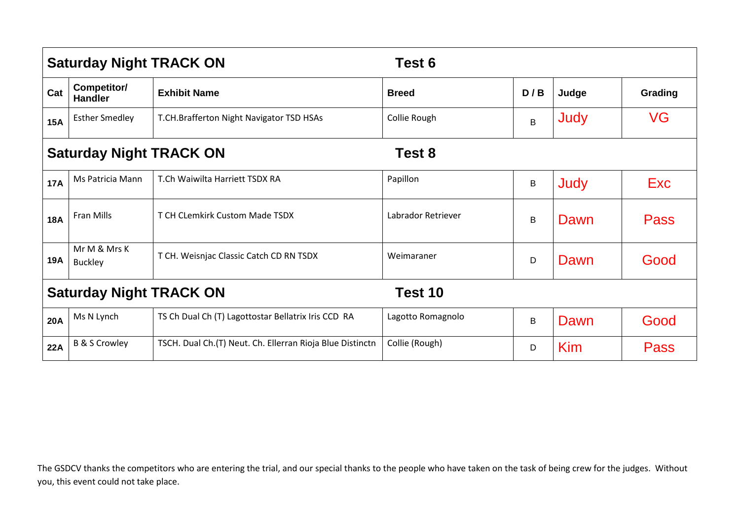| Saturday Night TRACK ON | | | Test 6 | | | |
|---|---|---|---|---|---|---|
| **Cat** | **Competitor/ Handler** | **Exhibit Name** | **Breed** | **D / B** | **Judge** | **Grading** |
| **15A** | Esther Smedley | T.CH.Brafferton Night Navigator TSD HSAs | Collie Rough | B | Judy | VG |
| **Saturday Night TRACK ON** | | | **Test 8** | | | |
| **17A** | Ms Patricia Mann | T.Ch Waiwilta Harriett TSDX RA | Papillon | B | Judy | Exc |
| **18A** | Fran Mills | T CH CLemkirk Custom Made TSDX | Labrador Retriever | B | Dawn | Pass |
| **19A** | Mr M & Mrs K Buckley | T CH. Weisnjac Classic Catch CD RN TSDX | Weimaraner | D | Dawn | Good |
| **Saturday Night TRACK ON** | | | **Test 10** | | | |
| **20A** | Ms N Lynch | TS Ch Dual Ch (T) Lagottostar Bellatrix Iris CCD RA | Lagotto Romagnolo | B | Dawn | Good |
| **22A** | B & S Crowley | TSCH. Dual Ch.(T) Neut. Ch. Ellerran Rioja Blue Distinctn | Collie (Rough) | D | Kim | Pass |

The GSDCV thanks the competitors who are entering the trial, and our special thanks to the people who have taken on the task of being crew for the judges. Without you, this event could not take place.